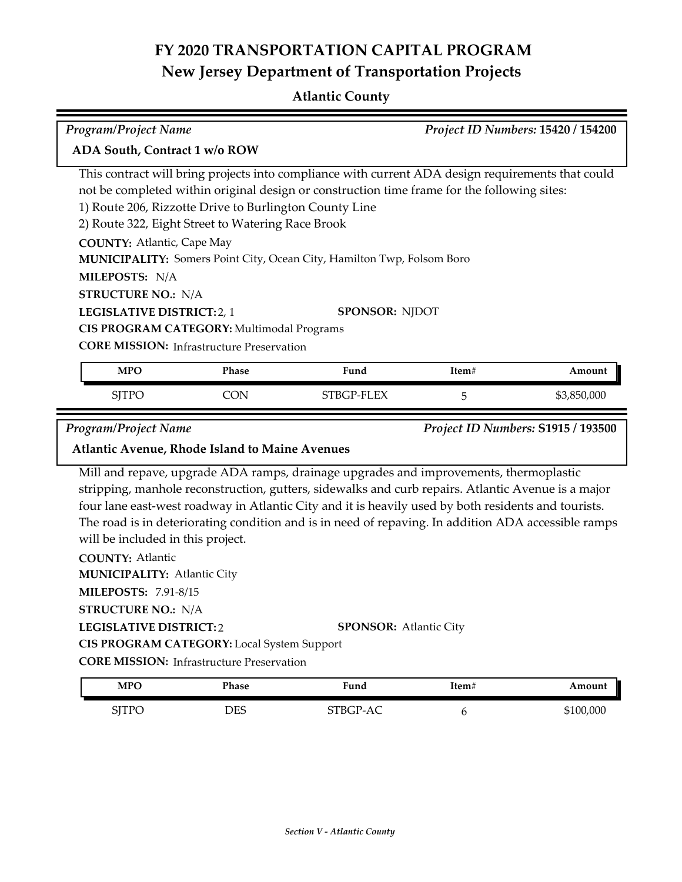# FY 2020 TRANSPORTATION CAPITAL PROGRAM
## New Jersey Department of Transportation Projects

### Atlantic County

*Program/Project Name* — *Project ID Numbers:* **15420 / 154200**

**ADA South, Contract 1 w/o ROW**

This contract will bring projects into compliance with current ADA design requirements that could not be completed within original design or construction time frame for the following sites:
1) Route 206, Rizzotte Drive to Burlington County Line
2) Route 322, Eight Street to Watering Race Brook

**COUNTY:** Atlantic, Cape May
**MUNICIPALITY:** Somers Point City, Ocean City, Hamilton Twp, Folsom Boro
**MILEPOSTS:** N/A
**STRUCTURE NO.:** N/A
**LEGISLATIVE DISTRICT:** 2, 1
**SPONSOR:** NJDOT
**CIS PROGRAM CATEGORY:** Multimodal Programs
**CORE MISSION:** Infrastructure Preservation

| MPO | Phase | Fund | Item# | Amount |
|---|---|---|---|---|
| SJTPO | CON | STBGP-FLEX | 5 | $3,850,000 |

*Program/Project Name* — *Project ID Numbers:* **S1915 / 193500**

**Atlantic Avenue, Rhode Island to Maine Avenues**

Mill and repave, upgrade ADA ramps, drainage upgrades and improvements, thermoplastic stripping, manhole reconstruction, gutters, sidewalks and curb repairs. Atlantic Avenue is a major four lane east-west roadway in Atlantic City and it is heavily used by both residents and tourists. The road is in deteriorating condition and is in need of repaving. In addition ADA accessible ramps will be included in this project.

**COUNTY:** Atlantic
**MUNICIPALITY:** Atlantic City
**MILEPOSTS:** 7.91-8/15
**STRUCTURE NO.:** N/A
**LEGISLATIVE DISTRICT:** 2
**SPONSOR:** Atlantic City
**CIS PROGRAM CATEGORY:** Local System Support
**CORE MISSION:** Infrastructure Preservation

| MPO | Phase | Fund | Item# | Amount |
|---|---|---|---|---|
| SJTPO | DES | STBGP-AC | 6 | $100,000 |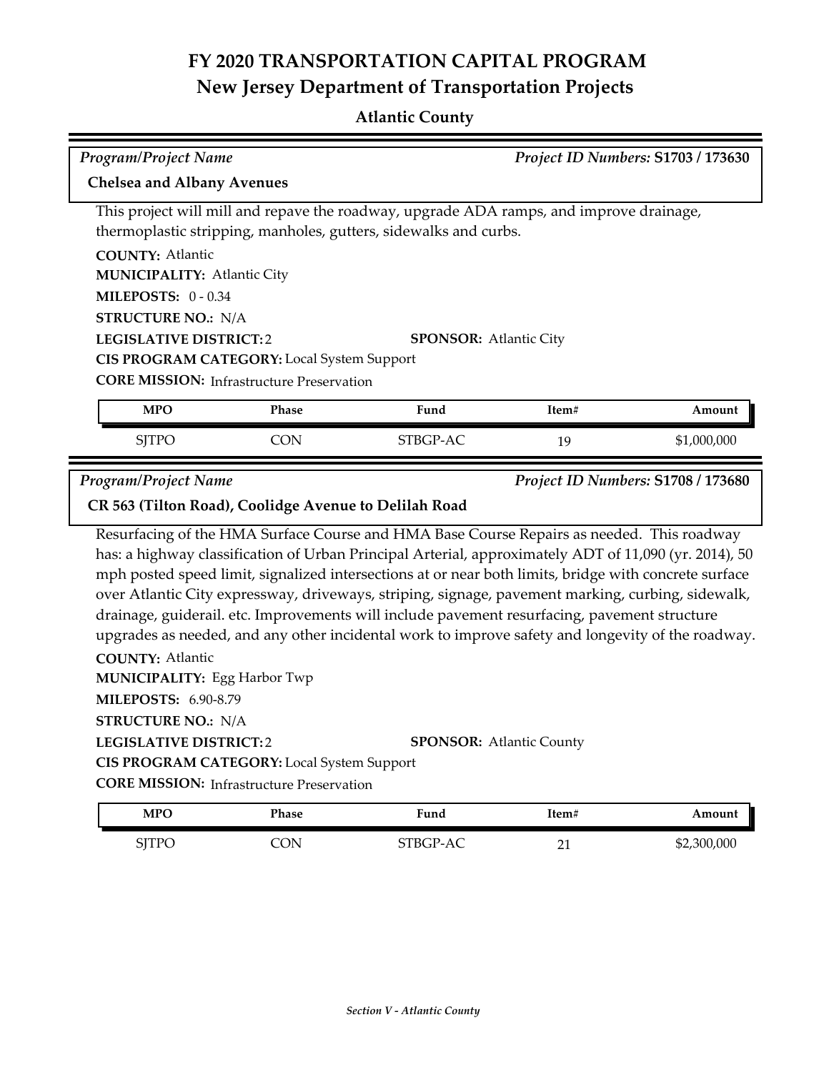# FY 2020 TRANSPORTATION CAPITAL PROGRAM
## New Jersey Department of Transportation Projects

### Atlantic County

*Program/Project Name* | *Project ID Numbers:* **S1703 / 173630**

**Chelsea and Albany Avenues**

This project will mill and repave the roadway, upgrade ADA ramps, and improve drainage, thermoplastic stripping, manholes, gutters, sidewalks and curbs.

**COUNTY:** Atlantic
**MUNICIPALITY:** Atlantic City
**MILEPOSTS:** 0 - 0.34
**STRUCTURE NO.:** N/A
**LEGISLATIVE DISTRICT:** 2
**SPONSOR:** Atlantic City
**CIS PROGRAM CATEGORY:** Local System Support
**CORE MISSION:** Infrastructure Preservation

| MPO | Phase | Fund | Item# | Amount |
|---|---|---|---|---|
| SJTPO | CON | STBGP-AC | 19 | $1,000,000 |

*Program/Project Name* | *Project ID Numbers:* **S1708 / 173680**

**CR 563 (Tilton Road), Coolidge Avenue to Delilah Road**

Resurfacing of the HMA Surface Course and HMA Base Course Repairs as needed. This roadway has: a highway classification of Urban Principal Arterial, approximately ADT of 11,090 (yr. 2014), 50 mph posted speed limit, signalized intersections at or near both limits, bridge with concrete surface over Atlantic City expressway, driveways, striping, signage, pavement marking, curbing, sidewalk, drainage, guiderail. etc. Improvements will include pavement resurfacing, pavement structure upgrades as needed, and any other incidental work to improve safety and longevity of the roadway.

**COUNTY:** Atlantic
**MUNICIPALITY:** Egg Harbor Twp
**MILEPOSTS:** 6.90-8.79
**STRUCTURE NO.:** N/A
**LEGISLATIVE DISTRICT:** 2
**SPONSOR:** Atlantic County
**CIS PROGRAM CATEGORY:** Local System Support
**CORE MISSION:** Infrastructure Preservation

| MPO | Phase | Fund | Item# | Amount |
|---|---|---|---|---|
| SJTPO | CON | STBGP-AC | 21 | $2,300,000 |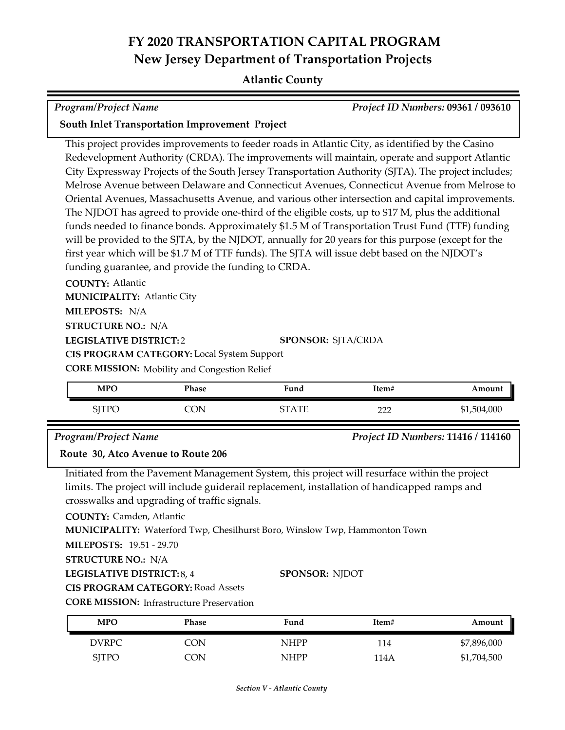# FY 2020 TRANSPORTATION CAPITAL PROGRAM
## New Jersey Department of Transportation Projects
### Atlantic County

*Program/Project Name* *Project ID Numbers:* **09361 / 093610**

**South Inlet Transportation Improvement Project**

This project provides improvements to feeder roads in Atlantic City, as identified by the Casino Redevelopment Authority (CRDA). The improvements will maintain, operate and support Atlantic City Expressway Projects of the South Jersey Transportation Authority (SJTA). The project includes; Melrose Avenue between Delaware and Connecticut Avenues, Connecticut Avenue from Melrose to Oriental Avenues, Massachusetts Avenue, and various other intersection and capital improvements. The NJDOT has agreed to provide one-third of the eligible costs, up to $17 M, plus the additional funds needed to finance bonds. Approximately $1.5 M of Transportation Trust Fund (TTF) funding will be provided to the SJTA, by the NJDOT, annually for 20 years for this purpose (except for the first year which will be $1.7 M of TTF funds). The SJTA will issue debt based on the NJDOT's funding guarantee, and provide the funding to CRDA.

**COUNTY:** Atlantic
**MUNICIPALITY:** Atlantic City
**MILEPOSTS:** N/A
**STRUCTURE NO.:** N/A
**LEGISLATIVE DISTRICT:** 2
**SPONSOR:** SJTA/CRDA
**CIS PROGRAM CATEGORY:** Local System Support
**CORE MISSION:** Mobility and Congestion Relief

| MPO | Phase | Fund | Item# | Amount |
|---|---|---|---|---|
| SJTPO | CON | STATE | 222 | $1,504,000 |

*Program/Project Name* *Project ID Numbers:* **11416 / 114160**

**Route 30, Atco Avenue to Route 206**

Initiated from the Pavement Management System, this project will resurface within the project limits. The project will include guiderail replacement, installation of handicapped ramps and crosswalks and upgrading of traffic signals.

**COUNTY:** Camden, Atlantic
**MUNICIPALITY:** Waterford Twp, Chesilhurst Boro, Winslow Twp, Hammonton Town
**MILEPOSTS:** 19.51 - 29.70
**STRUCTURE NO.:** N/A
**LEGISLATIVE DISTRICT:** 8, 4
**SPONSOR:** NJDOT
**CIS PROGRAM CATEGORY:** Road Assets
**CORE MISSION:** Infrastructure Preservation

| MPO | Phase | Fund | Item# | Amount |
|---|---|---|---|---|
| DVRPC | CON | NHPP | 114 | $7,896,000 |
| SJTPO | CON | NHPP | 114A | $1,704,500 |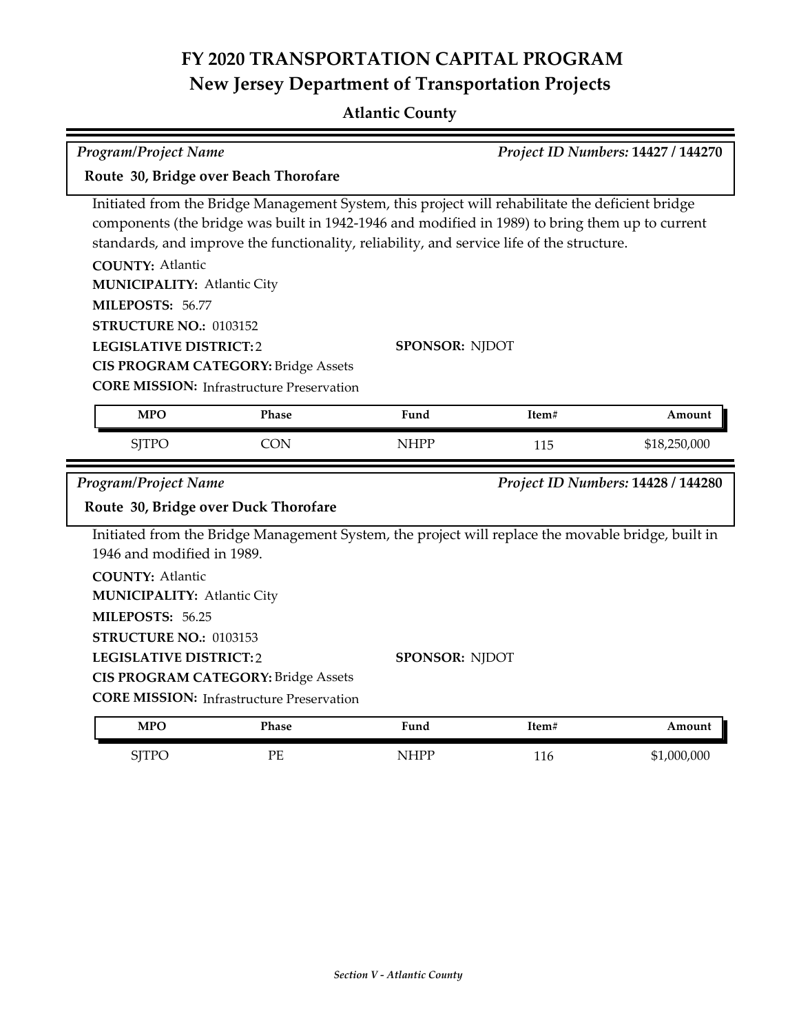# FY 2020 TRANSPORTATION CAPITAL PROGRAM
## New Jersey Department of Transportation Projects

### Atlantic County

*Program/Project Name* — *Project ID Numbers:* **14427 / 144270**

**Route 30, Bridge over Beach Thorofare**

Initiated from the Bridge Management System, this project will rehabilitate the deficient bridge components (the bridge was built in 1942-1946 and modified in 1989) to bring them up to current standards, and improve the functionality, reliability, and service life of the structure.

**COUNTY:** Atlantic
**MUNICIPALITY:** Atlantic City
**MILEPOSTS:** 56.77
**STRUCTURE NO.:** 0103152
**LEGISLATIVE DISTRICT:** 2
**SPONSOR:** NJDOT
**CIS PROGRAM CATEGORY:** Bridge Assets
**CORE MISSION:** Infrastructure Preservation

| MPO | Phase | Fund | Item# | Amount |
|---|---|---|---|---|
| SJTPO | CON | NHPP | 115 | $18,250,000 |

*Program/Project Name* — *Project ID Numbers:* **14428 / 144280**

**Route 30, Bridge over Duck Thorofare**

Initiated from the Bridge Management System, the project will replace the movable bridge, built in 1946 and modified in 1989.

**COUNTY:** Atlantic
**MUNICIPALITY:** Atlantic City
**MILEPOSTS:** 56.25
**STRUCTURE NO.:** 0103153
**LEGISLATIVE DISTRICT:** 2
**SPONSOR:** NJDOT
**CIS PROGRAM CATEGORY:** Bridge Assets
**CORE MISSION:** Infrastructure Preservation

| MPO | Phase | Fund | Item# | Amount |
|---|---|---|---|---|
| SJTPO | PE | NHPP | 116 | $1,000,000 |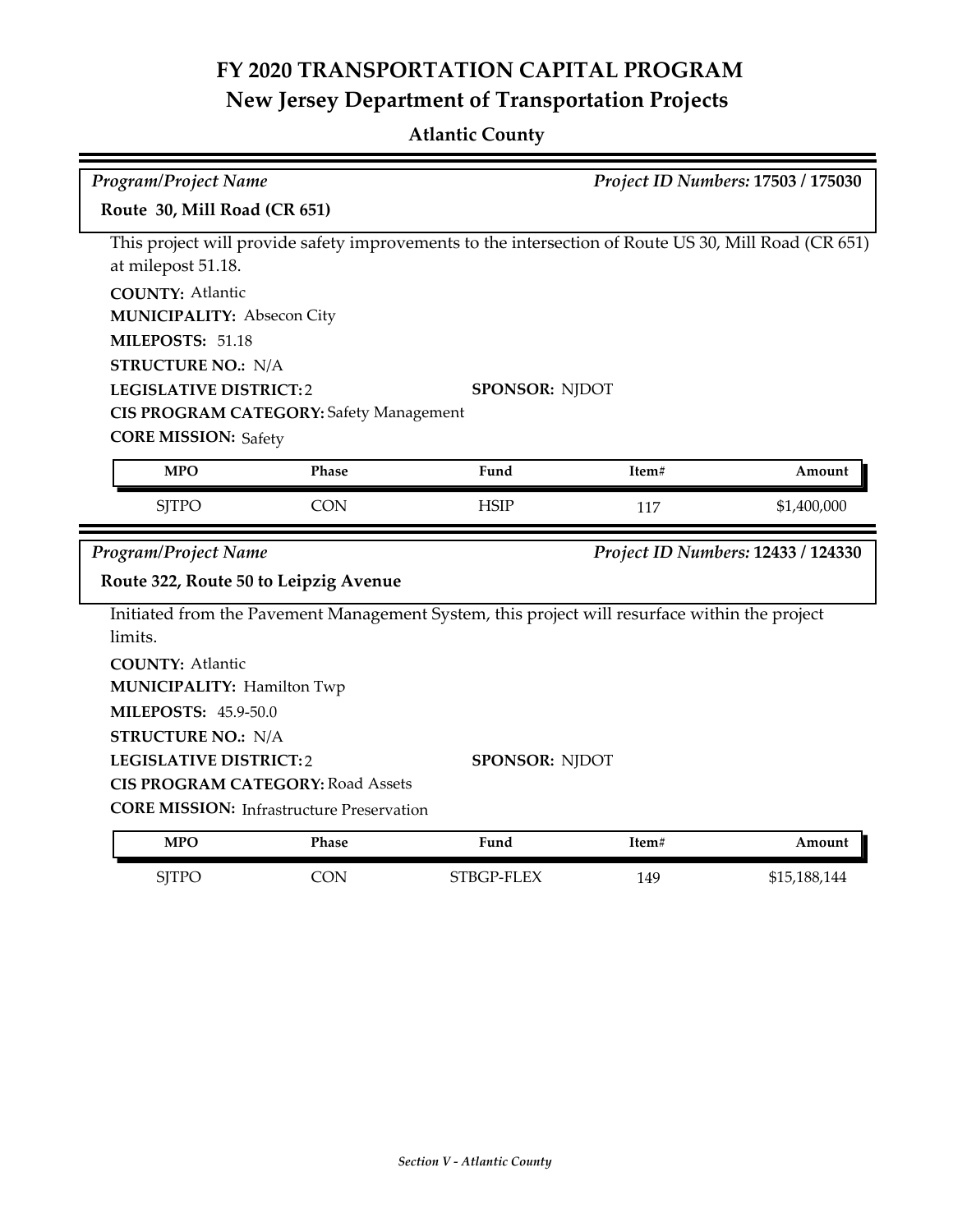# FY 2020 TRANSPORTATION CAPITAL PROGRAM
## New Jersey Department of Transportation Projects

### Atlantic County

*Program/Project Name* — *Project ID Numbers:* **17503 / 175030**

**Route 30, Mill Road (CR 651)**

This project will provide safety improvements to the intersection of Route US 30, Mill Road (CR 651) at milepost 51.18.

**COUNTY:** Atlantic
**MUNICIPALITY:** Absecon City
**MILEPOSTS:** 51.18
**STRUCTURE NO.:** N/A
**LEGISLATIVE DISTRICT:** 2
**SPONSOR:** NJDOT
**CIS PROGRAM CATEGORY:** Safety Management
**CORE MISSION:** Safety

| MPO | Phase | Fund | Item# | Amount |
|---|---|---|---|---|
| SJTPO | CON | HSIP | 117 | $1,400,000 |

*Program/Project Name* — *Project ID Numbers:* **12433 / 124330**

**Route 322, Route 50 to Leipzig Avenue**

Initiated from the Pavement Management System, this project will resurface within the project limits.

**COUNTY:** Atlantic
**MUNICIPALITY:** Hamilton Twp
**MILEPOSTS:** 45.9-50.0
**STRUCTURE NO.:** N/A
**LEGISLATIVE DISTRICT:** 2
**SPONSOR:** NJDOT
**CIS PROGRAM CATEGORY:** Road Assets
**CORE MISSION:** Infrastructure Preservation

| MPO | Phase | Fund | Item# | Amount |
|---|---|---|---|---|
| SJTPO | CON | STBGP-FLEX | 149 | $15,188,144 |